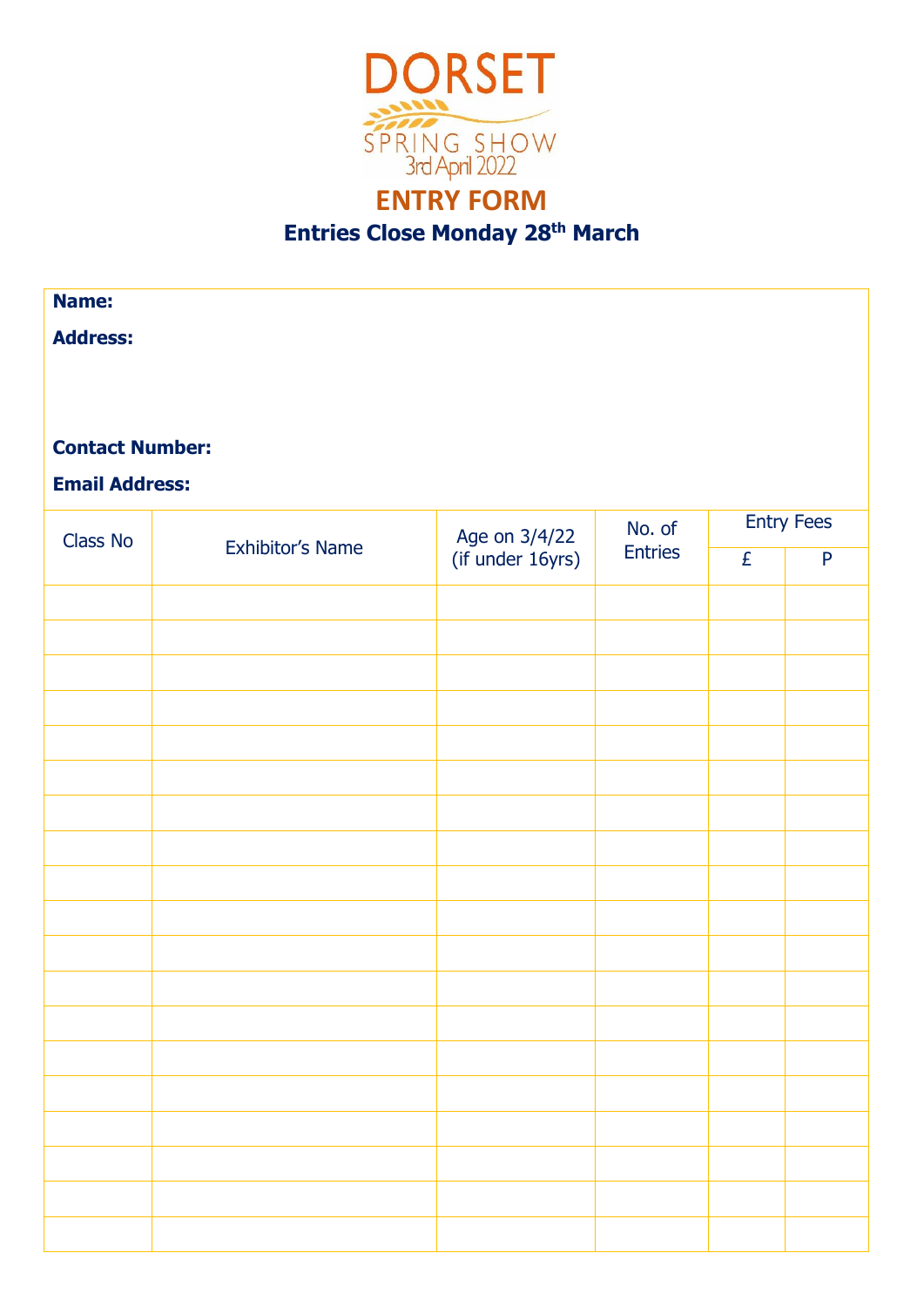# DORSET

SPRING SHOW
3rd April 2022

## ENTRY FORM

### Entries Close Monday 28th March

**Name:**

**Address:**

**Contact Number:**

**Email Address:**

| Class No | Exhibitor's Name | Age on 3/4/22 (if under 16yrs) | No. of Entries | Entry Fees | |
|---|---|---|---|---|---|
| | | | | £ | P |
| | | | | | |
| | | | | | |
| | | | | | |
| | | | | | |
| | | | | | |
| | | | | | |
| | | | | | |
| | | | | | |
| | | | | | |
| | | | | | |
| | | | | | |
| | | | | | |
| | | | | | |
| | | | | | |
| | | | | | |
| | | | | | |
| | | | | | |
| | | | | | |
| | | | | | |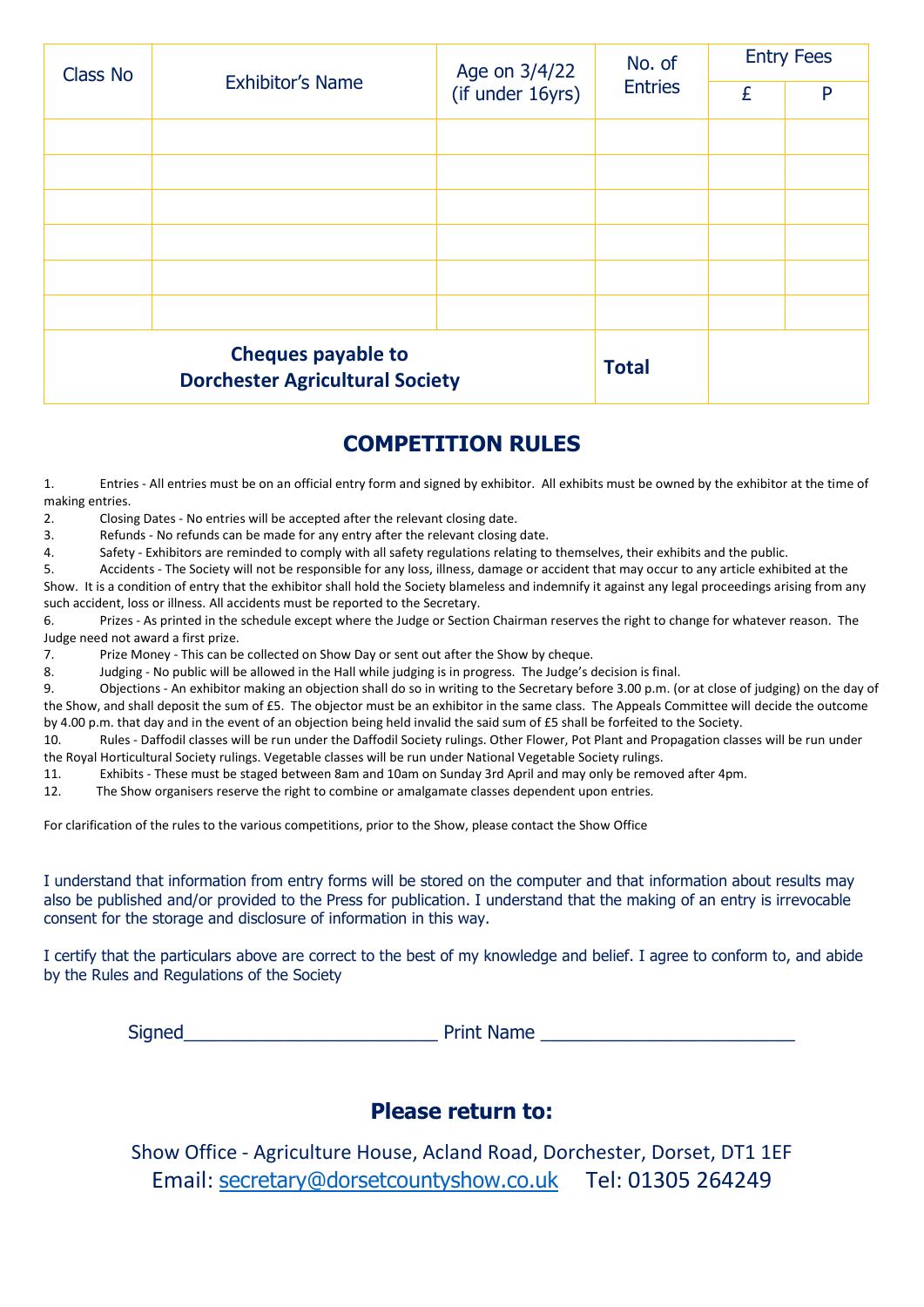| Class No | Exhibitor's Name | Age on 3/4/22 (if under 16yrs) | No. of Entries | Entry Fees | |
|---|---|---|---|---|---|
| | | | | £ | P |
| | | | | | |
| | | | | | |
| | | | | | |
| | | | | | |
| | | | | | |
| | | | | | |
| **Cheques payable to Dorchester Agricultural Society** | | | **Total** | | |

## COMPETITION RULES

1. Entries - All entries must be on an official entry form and signed by exhibitor. All exhibits must be owned by the exhibitor at the time of making entries.
2. Closing Dates - No entries will be accepted after the relevant closing date.
3. Refunds - No refunds can be made for any entry after the relevant closing date.
4. Safety - Exhibitors are reminded to comply with all safety regulations relating to themselves, their exhibits and the public.
5. Accidents - The Society will not be responsible for any loss, illness, damage or accident that may occur to any article exhibited at the Show. It is a condition of entry that the exhibitor shall hold the Society blameless and indemnify it against any legal proceedings arising from any such accident, loss or illness. All accidents must be reported to the Secretary.
6. Prizes - As printed in the schedule except where the Judge or Section Chairman reserves the right to change for whatever reason. The Judge need not award a first prize.
7. Prize Money - This can be collected on Show Day or sent out after the Show by cheque.
8. Judging - No public will be allowed in the Hall while judging is in progress. The Judge's decision is final.
9. Objections - An exhibitor making an objection shall do so in writing to the Secretary before 3.00 p.m. (or at close of judging) on the day of the Show, and shall deposit the sum of £5. The objector must be an exhibitor in the same class. The Appeals Committee will decide the outcome by 4.00 p.m. that day and in the event of an objection being held invalid the said sum of £5 shall be forfeited to the Society.
10. Rules - Daffodil classes will be run under the Daffodil Society rulings. Other Flower, Pot Plant and Propagation classes will be run under the Royal Horticultural Society rulings. Vegetable classes will be run under National Vegetable Society rulings.
11. Exhibits - These must be staged between 8am and 10am on Sunday 3rd April and may only be removed after 4pm.
12. The Show organisers reserve the right to combine or amalgamate classes dependent upon entries.

For clarification of the rules to the various competitions, prior to the Show, please contact the Show Office

I understand that information from entry forms will be stored on the computer and that information about results may also be published and/or provided to the Press for publication. I understand that the making of an entry is irrevocable consent for the storage and disclosure of information in this way.

I certify that the particulars above are correct to the best of my knowledge and belief. I agree to conform to, and abide by the Rules and Regulations of the Society

Signed_________________________ Print Name _________________________

## Please return to:

Show Office - Agriculture House, Acland Road, Dorchester, Dorset, DT1 1EF
Email: secretary@dorsetcountyshow.co.uk Tel: 01305 264249